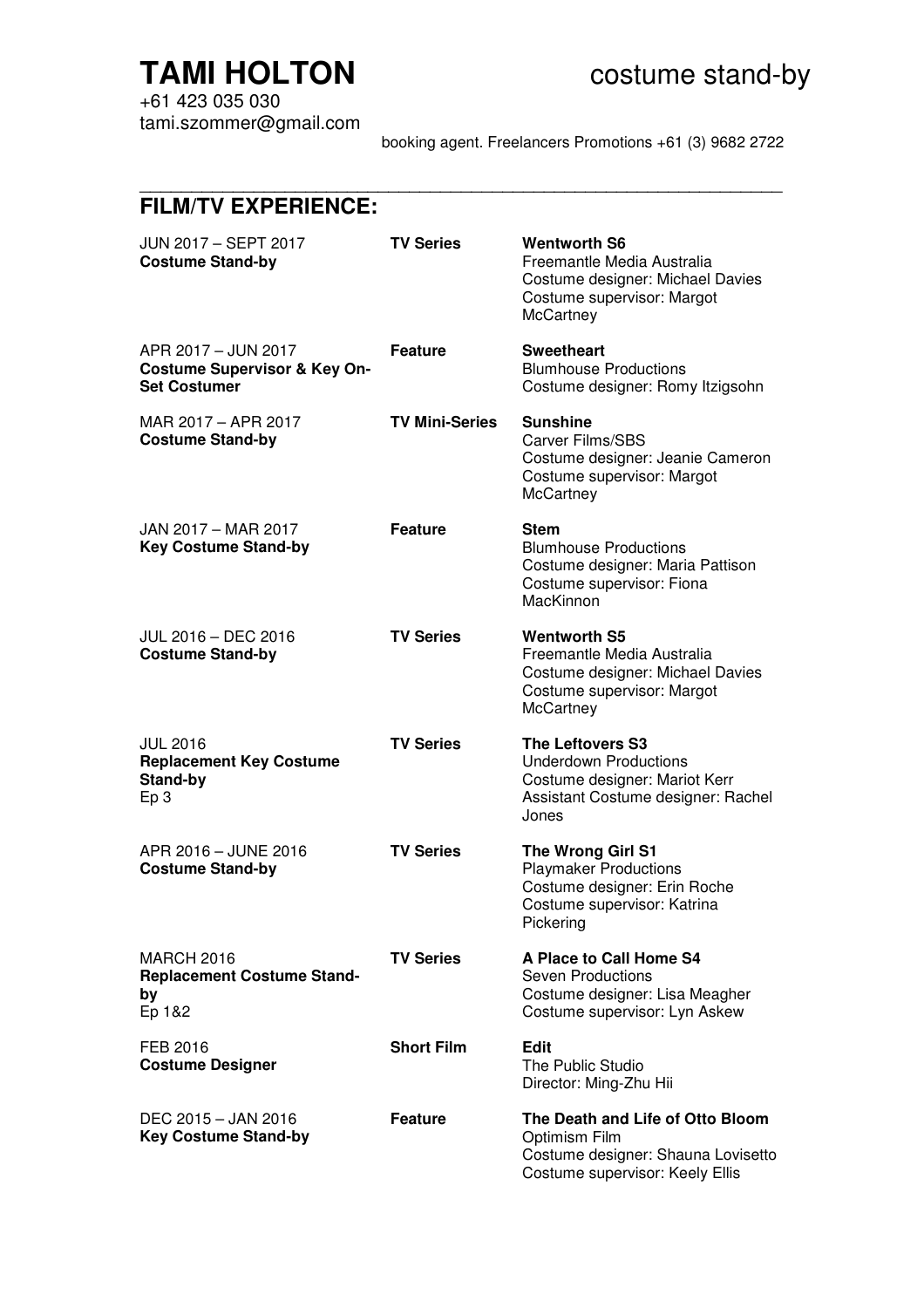# TAMI HOLTON

costume stand-by

+61 423 035 030
tami.szommer@gmail.com

booking agent. Freelancers Promotions +61 (3) 9682 2722

---

## FILM/TV EXPERIENCE:

| Dates / Role | Type | Production |
|---|---|---|
| JUN 2017 – SEPT 2017<br>**Costume Stand-by** | **TV Series** | **Wentworth S6**<br>Freemantle Media Australia<br>Costume designer: Michael Davies<br>Costume supervisor: Margot McCartney |
| APR 2017 – JUN 2017<br>**Costume Supervisor & Key On-Set Costumer** | **Feature** | **Sweetheart**<br>Blumhouse Productions<br>Costume designer: Romy Itzigsohn |
| MAR 2017 – APR 2017<br>**Costume Stand-by** | **TV Mini-Series** | **Sunshine**<br>Carver Films/SBS<br>Costume designer: Jeanie Cameron<br>Costume supervisor: Margot McCartney |
| JAN 2017 – MAR 2017<br>**Key Costume Stand-by** | **Feature** | **Stem**<br>Blumhouse Productions<br>Costume designer: Maria Pattison<br>Costume supervisor: Fiona MacKinnon |
| JUL 2016 – DEC 2016<br>**Costume Stand-by** | **TV Series** | **Wentworth S5**<br>Freemantle Media Australia<br>Costume designer: Michael Davies<br>Costume supervisor: Margot McCartney |
| JUL 2016<br>**Replacement Key Costume Stand-by**<br>Ep 3 | **TV Series** | **The Leftovers S3**<br>Underdown Productions<br>Costume designer: Mariot Kerr<br>Assistant Costume designer: Rachel Jones |
| APR 2016 – JUNE 2016<br>**Costume Stand-by** | **TV Series** | **The Wrong Girl S1**<br>Playmaker Productions<br>Costume designer: Erin Roche<br>Costume supervisor: Katrina Pickering |
| MARCH 2016<br>**Replacement Costume Stand-by**<br>Ep 1&2 | **TV Series** | **A Place to Call Home S4**<br>Seven Productions<br>Costume designer: Lisa Meagher<br>Costume supervisor: Lyn Askew |
| FEB 2016<br>**Costume Designer** | **Short Film** | **Edit**<br>The Public Studio<br>Director: Ming-Zhu Hii |
| DEC 2015 – JAN 2016<br>**Key Costume Stand-by** | **Feature** | **The Death and Life of Otto Bloom**<br>Optimism Film<br>Costume designer: Shauna Lovisetto<br>Costume supervisor: Keely Ellis |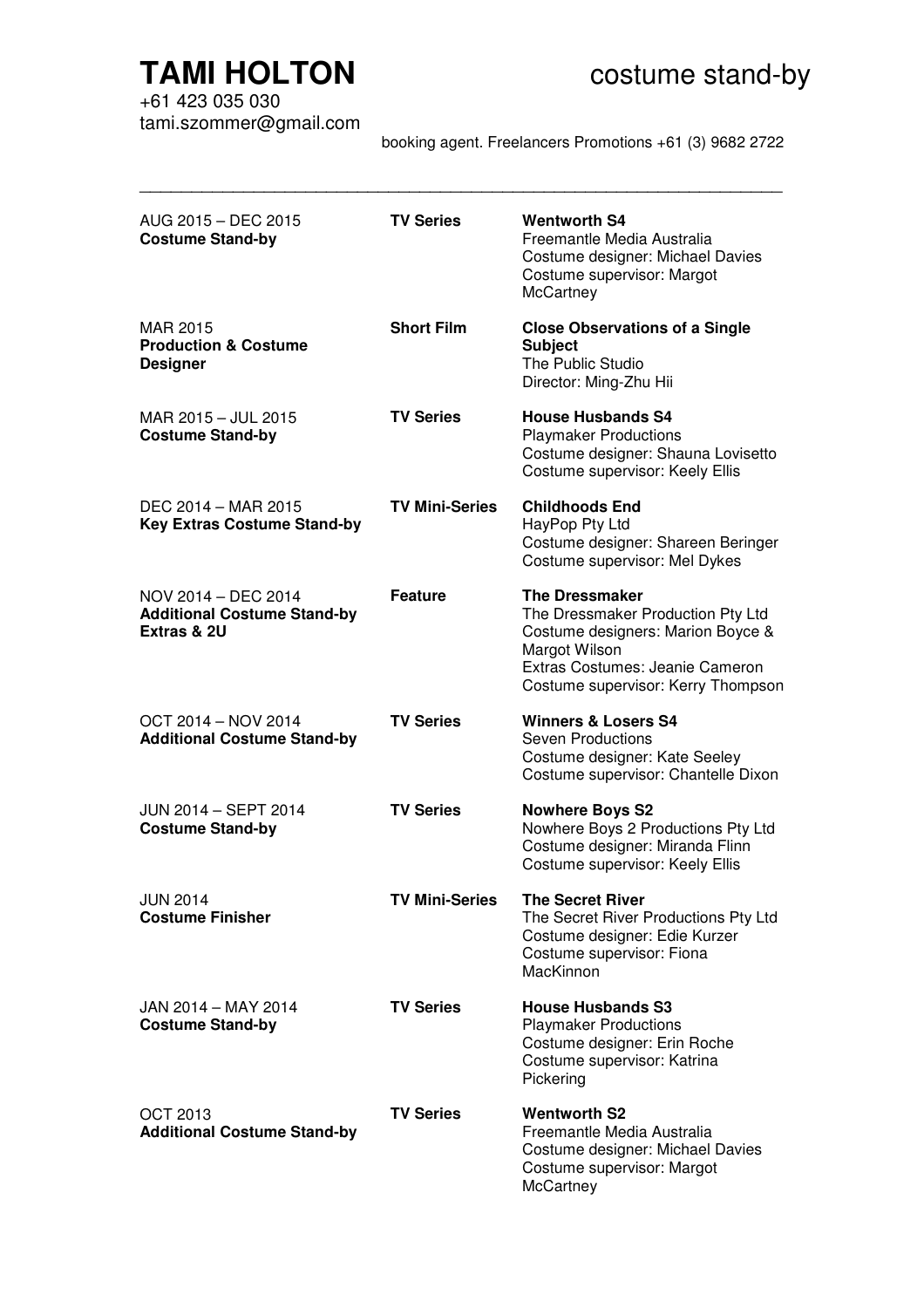# TAMI HOLTON

costume stand-by

+61 423 035 030
tami.szommer@gmail.com

booking agent. Freelancers Promotions +61 (3) 9682 2722

---

| | | |
|---|---|---|
| AUG 2015 – DEC 2015<br>**Costume Stand-by** | **TV Series** | **Wentworth S4**<br>Freemantle Media Australia<br>Costume designer: Michael Davies<br>Costume supervisor: Margot McCartney |
| MAR 2015<br>**Production & Costume Designer** | **Short Film** | **Close Observations of a Single Subject**<br>The Public Studio<br>Director: Ming-Zhu Hii |
| MAR 2015 – JUL 2015<br>**Costume Stand-by** | **TV Series** | **House Husbands S4**<br>Playmaker Productions<br>Costume designer: Shauna Lovisetto<br>Costume supervisor: Keely Ellis |
| DEC 2014 – MAR 2015<br>**Key Extras Costume Stand-by** | **TV Mini-Series** | **Childhoods End**<br>HayPop Pty Ltd<br>Costume designer: Shareen Beringer<br>Costume supervisor: Mel Dykes |
| NOV 2014 – DEC 2014<br>**Additional Costume Stand-by Extras & 2U** | **Feature** | **The Dressmaker**<br>The Dressmaker Production Pty Ltd<br>Costume designers: Marion Boyce & Margot Wilson<br>Extras Costumes: Jeanie Cameron<br>Costume supervisor: Kerry Thompson |
| OCT 2014 – NOV 2014<br>**Additional Costume Stand-by** | **TV Series** | **Winners & Losers S4**<br>Seven Productions<br>Costume designer: Kate Seeley<br>Costume supervisor: Chantelle Dixon |
| JUN 2014 – SEPT 2014<br>**Costume Stand-by** | **TV Series** | **Nowhere Boys S2**<br>Nowhere Boys 2 Productions Pty Ltd<br>Costume designer: Miranda Flinn<br>Costume supervisor: Keely Ellis |
| JUN 2014<br>**Costume Finisher** | **TV Mini-Series** | **The Secret River**<br>The Secret River Productions Pty Ltd<br>Costume designer: Edie Kurzer<br>Costume supervisor: Fiona MacKinnon |
| JAN 2014 – MAY 2014<br>**Costume Stand-by** | **TV Series** | **House Husbands S3**<br>Playmaker Productions<br>Costume designer: Erin Roche<br>Costume supervisor: Katrina Pickering |
| OCT 2013<br>**Additional Costume Stand-by** | **TV Series** | **Wentworth S2**<br>Freemantle Media Australia<br>Costume designer: Michael Davies<br>Costume supervisor: Margot McCartney |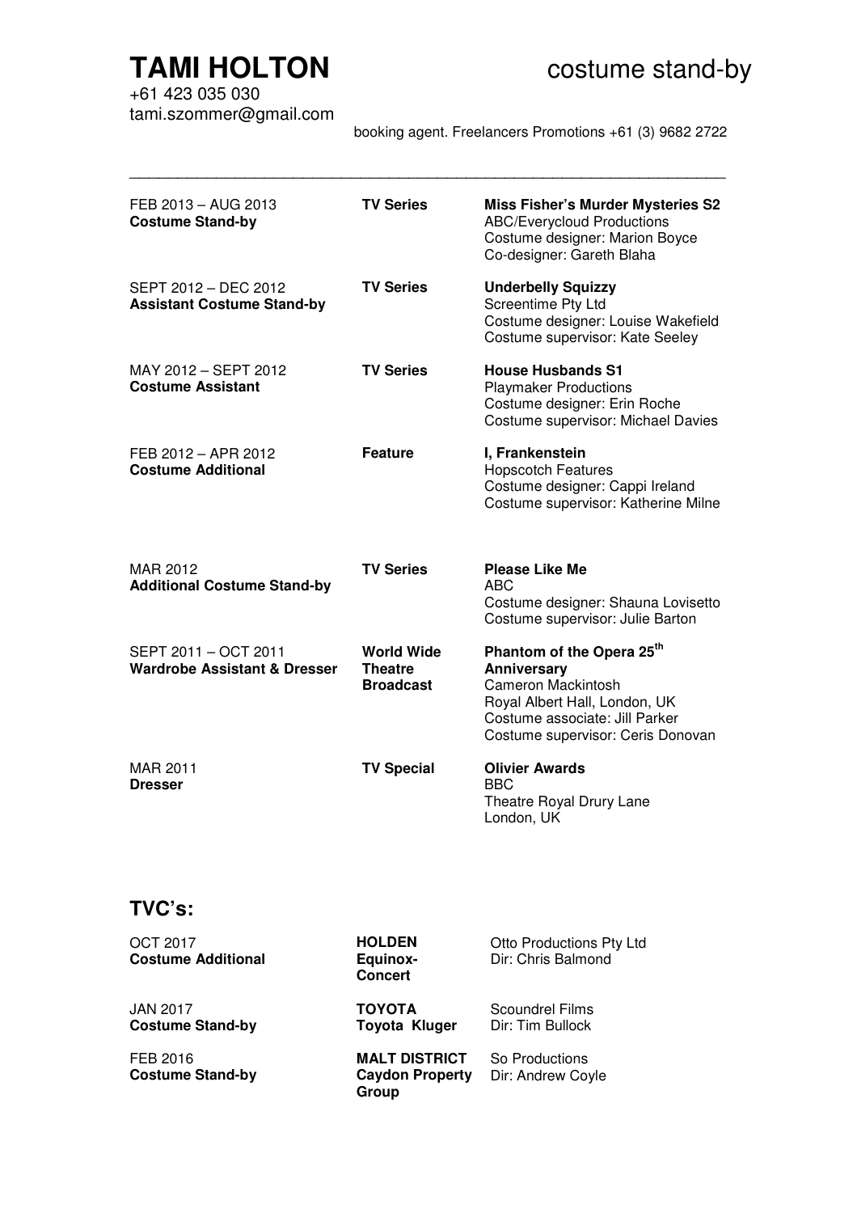# TAMI HOLTON

costume stand-by

+61 423 035 030
tami.szommer@gmail.com

booking agent. Freelancers Promotions +61 (3) 9682 2722

---

| | | |
|---|---|---|
| FEB 2013 – AUG 2013<br>**Costume Stand-by** | **TV Series** | **Miss Fisher's Murder Mysteries S2**<br>ABC/Everycloud Productions<br>Costume designer: Marion Boyce<br>Co-designer: Gareth Blaha |
| SEPT 2012 – DEC 2012<br>**Assistant Costume Stand-by** | **TV Series** | **Underbelly Squizzy**<br>Screentime Pty Ltd<br>Costume designer: Louise Wakefield<br>Costume supervisor: Kate Seeley |
| MAY 2012 – SEPT 2012<br>**Costume Assistant** | **TV Series** | **House Husbands S1**<br>Playmaker Productions<br>Costume designer: Erin Roche<br>Costume supervisor: Michael Davies |
| FEB 2012 – APR 2012<br>**Costume Additional** | **Feature** | **I, Frankenstein**<br>Hopscotch Features<br>Costume designer: Cappi Ireland<br>Costume supervisor: Katherine Milne |
| MAR 2012<br>**Additional Costume Stand-by** | **TV Series** | **Please Like Me**<br>ABC<br>Costume designer: Shauna Lovisetto<br>Costume supervisor: Julie Barton |
| SEPT 2011 – OCT 2011<br>**Wardrobe Assistant & Dresser** | **World Wide Theatre Broadcast** | **Phantom of the Opera 25th Anniversary**<br>Cameron Mackintosh<br>Royal Albert Hall, London, UK<br>Costume associate: Jill Parker<br>Costume supervisor: Ceris Donovan |
| MAR 2011<br>**Dresser** | **TV Special** | **Olivier Awards**<br>BBC<br>Theatre Royal Drury Lane<br>London, UK |

## TVC's:

| | | |
|---|---|---|
| OCT 2017<br>**Costume Additional** | **HOLDEN**<br>**Equinox-Concert** | Otto Productions Pty Ltd<br>Dir: Chris Balmond |
| JAN 2017<br>**Costume Stand-by** | **TOYOTA**<br>**Toyota Kluger** | Scoundrel Films<br>Dir: Tim Bullock |
| FEB 2016<br>**Costume Stand-by** | **MALT DISTRICT**<br>**Caydon Property Group** | So Productions<br>Dir: Andrew Coyle |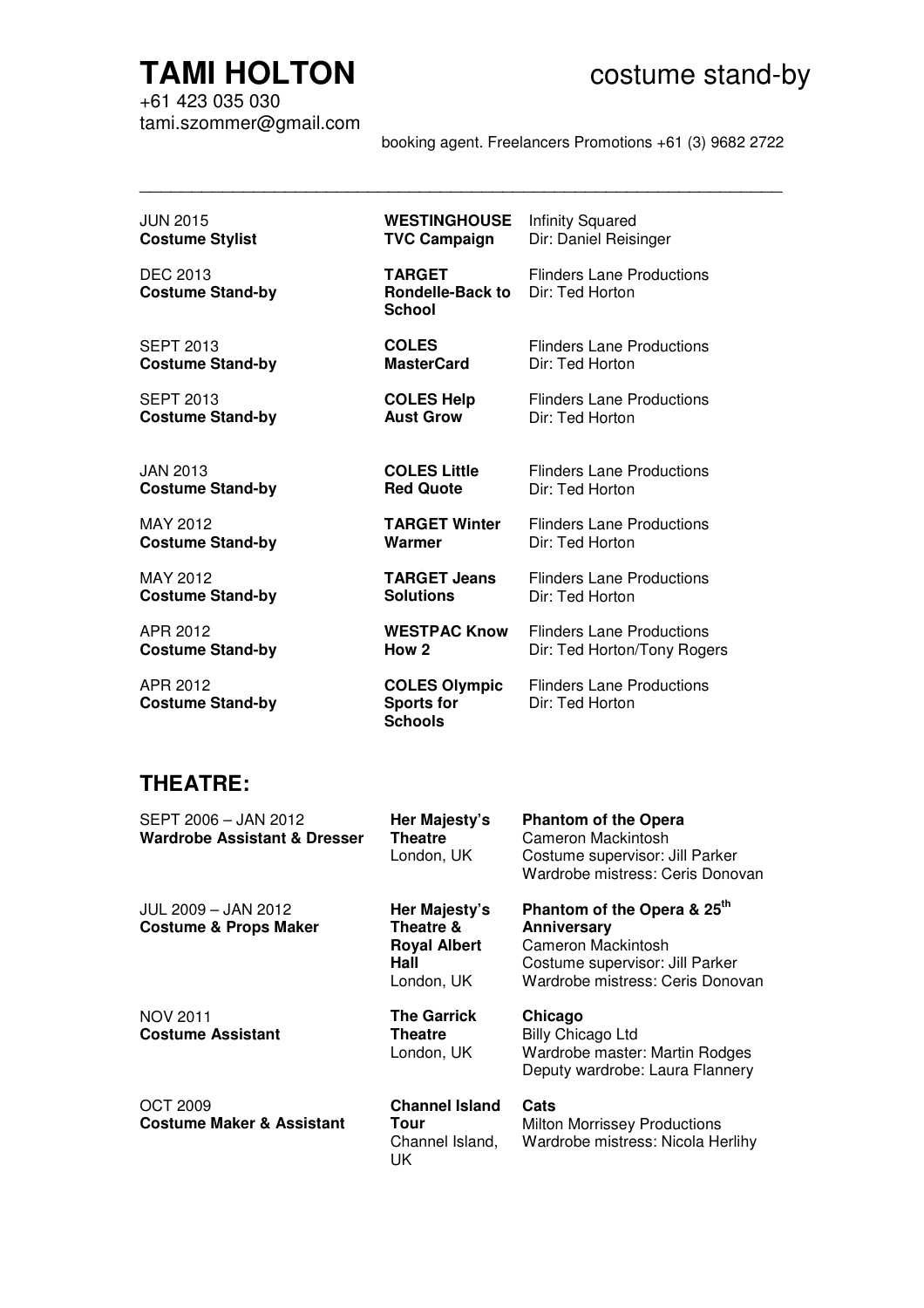# TAMI HOLTON

costume stand-by

+61 423 035 030
tami.szommer@gmail.com

booking agent. Freelancers Promotions +61 (3) 9682 2722

---

| | | |
|---|---|---|
| JUN 2015<br>**Costume Stylist** | **WESTINGHOUSE TVC Campaign** | Infinity Squared<br>Dir: Daniel Reisinger |
| DEC 2013<br>**Costume Stand-by** | **TARGET Rondelle-Back to School** | Flinders Lane Productions<br>Dir: Ted Horton |
| SEPT 2013<br>**Costume Stand-by** | **COLES MasterCard** | Flinders Lane Productions<br>Dir: Ted Horton |
| SEPT 2013<br>**Costume Stand-by** | **COLES Help Aust Grow** | Flinders Lane Productions<br>Dir: Ted Horton |
| JAN 2013<br>**Costume Stand-by** | **COLES Little Red Quote** | Flinders Lane Productions<br>Dir: Ted Horton |
| MAY 2012<br>**Costume Stand-by** | **TARGET Winter Warmer** | Flinders Lane Productions<br>Dir: Ted Horton |
| MAY 2012<br>**Costume Stand-by** | **TARGET Jeans Solutions** | Flinders Lane Productions<br>Dir: Ted Horton |
| APR 2012<br>**Costume Stand-by** | **WESTPAC Know How 2** | Flinders Lane Productions<br>Dir: Ted Horton/Tony Rogers |
| APR 2012<br>**Costume Stand-by** | **COLES Olympic Sports for Schools** | Flinders Lane Productions<br>Dir: Ted Horton |

## THEATRE:

| | | |
|---|---|---|
| SEPT 2006 – JAN 2012<br>**Wardrobe Assistant & Dresser** | **Her Majesty's Theatre**<br>London, UK | **Phantom of the Opera**<br>Cameron Mackintosh<br>Costume supervisor: Jill Parker<br>Wardrobe mistress: Ceris Donovan |
| JUL 2009 – JAN 2012<br>**Costume & Props Maker** | **Her Majesty's Theatre & Royal Albert Hall**<br>London, UK | **Phantom of the Opera & 25th Anniversary**<br>Cameron Mackintosh<br>Costume supervisor: Jill Parker<br>Wardrobe mistress: Ceris Donovan |
| NOV 2011<br>**Costume Assistant** | **The Garrick Theatre**<br>London, UK | **Chicago**<br>Billy Chicago Ltd<br>Wardrobe master: Martin Rodges<br>Deputy wardrobe: Laura Flannery |
| OCT 2009<br>**Costume Maker & Assistant** | **Channel Island Tour**<br>Channel Island, UK | **Cats**<br>Milton Morrissey Productions<br>Wardrobe mistress: Nicola Herlihy |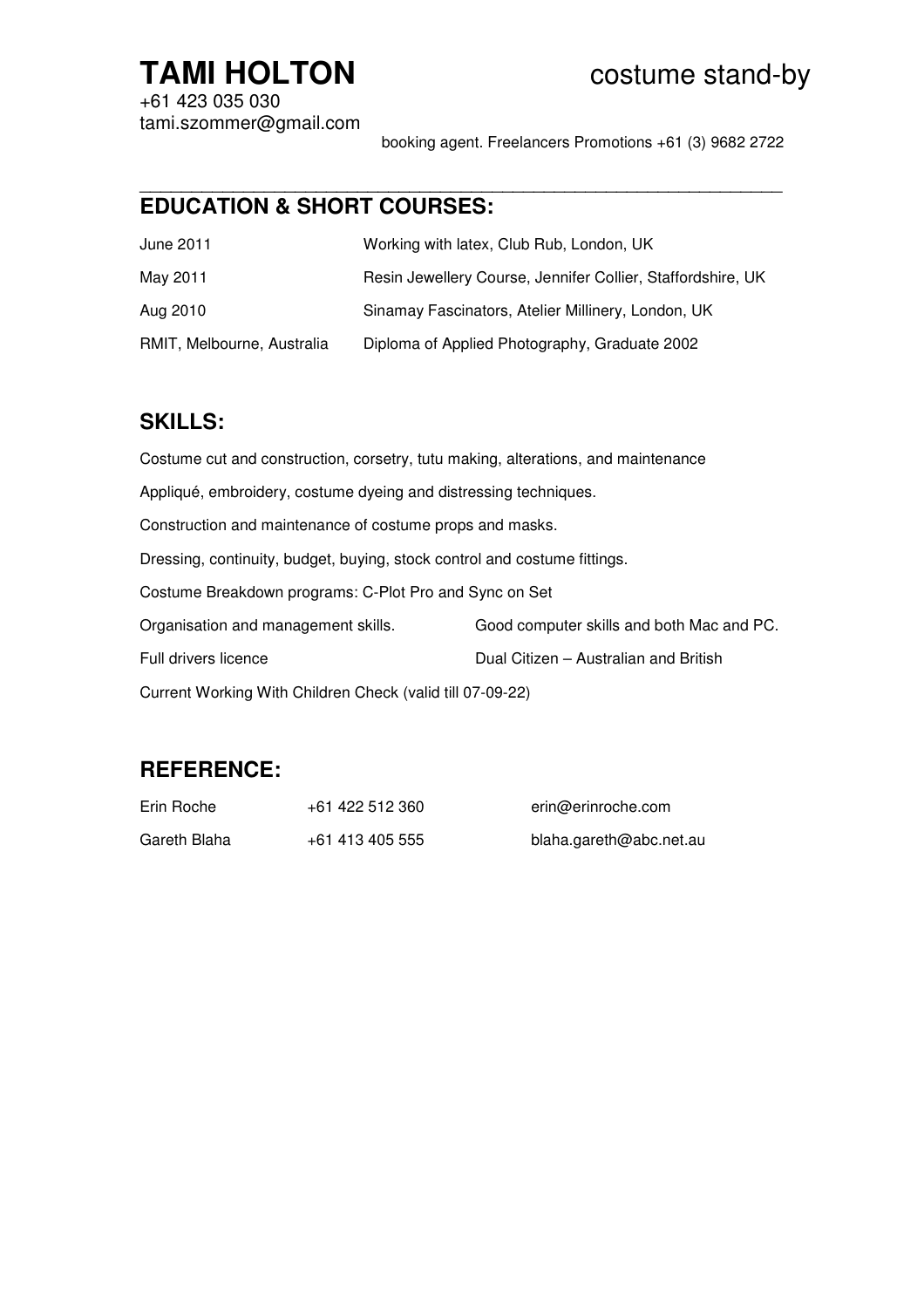# TAMI HOLTON

costume stand-by

+61 423 035 030
tami.szommer@gmail.com

booking agent. Freelancers Promotions +61 (3) 9682 2722

---

## EDUCATION & SHORT COURSES:

| | |
|---|---|
| June 2011 | Working with latex, Club Rub, London, UK |
| May 2011 | Resin Jewellery Course, Jennifer Collier, Staffordshire, UK |
| Aug 2010 | Sinamay Fascinators, Atelier Millinery, London, UK |
| RMIT, Melbourne, Australia | Diploma of Applied Photography, Graduate 2002 |

## SKILLS:

Costume cut and construction, corsetry, tutu making, alterations, and maintenance

Appliqué, embroidery, costume dyeing and distressing techniques.

Construction and maintenance of costume props and masks.

Dressing, continuity, budget, buying, stock control and costume fittings.

Costume Breakdown programs: C-Plot Pro and Sync on Set

Organisation and management skills. Good computer skills and both Mac and PC.

Full drivers licence Dual Citizen – Australian and British

Current Working With Children Check (valid till 07-09-22)

## REFERENCE:

| | | |
|---|---|---|
| Erin Roche | +61 422 512 360 | erin@erinroche.com |
| Gareth Blaha | +61 413 405 555 | blaha.gareth@abc.net.au |